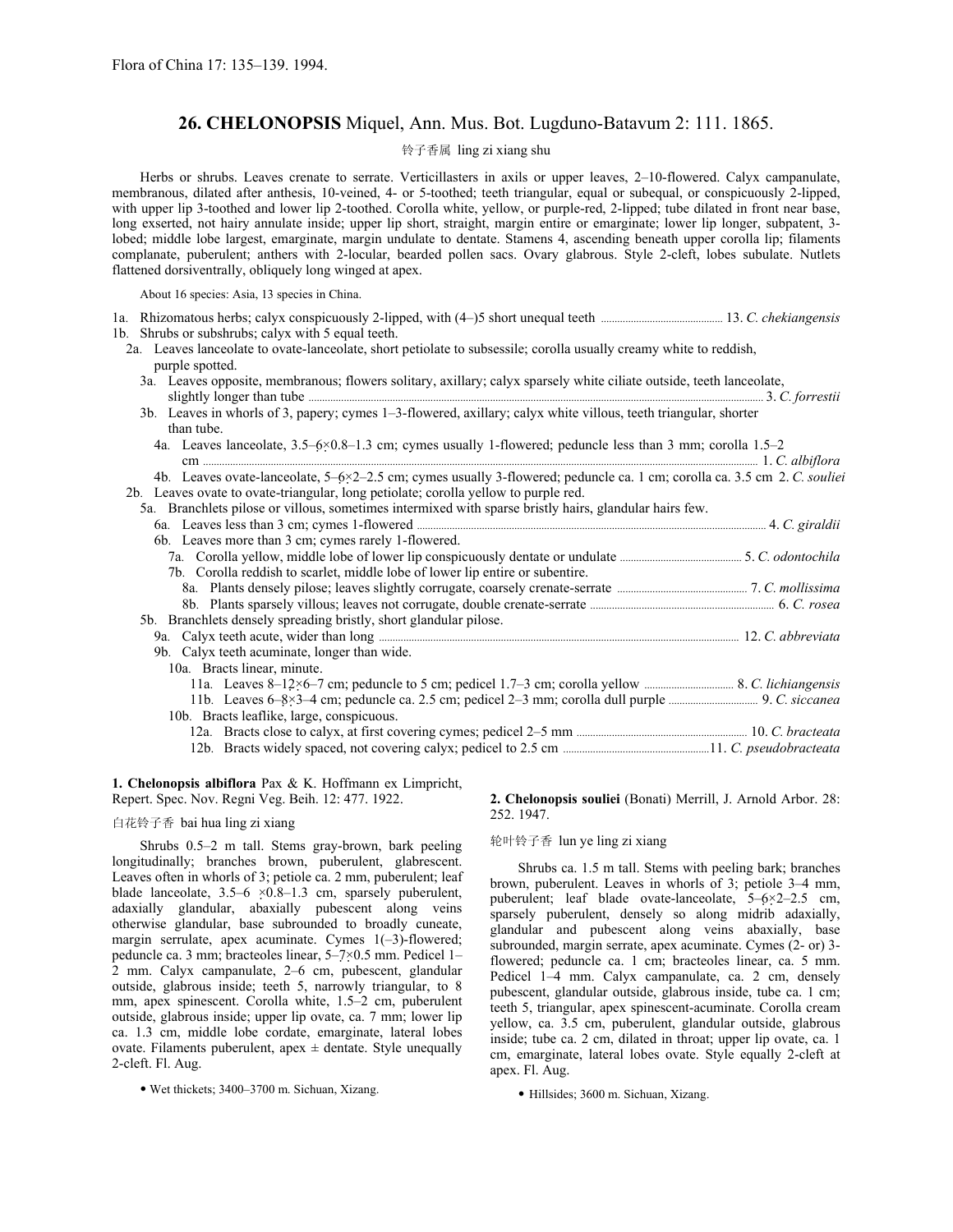Flora of China 17: 135–139. 1994.

# 26. CHELONOPSIS Miquel, Ann. Mus. Bot. Lugduno-Batavum 2: 111. 1865.

铃子香属 ling zi xiang shu

Herbs or shrubs. Leaves crenate to serrate. Verticillasters in axils or upper leaves, 2–10-flowered. Calyx campanulate, membranous, dilated after anthesis, 10-veined, 4- or 5-toothed; teeth triangular, equal or subequal, or conspicuously 2-lipped, with upper lip 3-toothed and lower lip 2-toothed. Corolla white, yellow, or purple-red, 2-lipped; tube dilated in front near base, long exserted, not hairy annulate inside; upper lip short, straight, margin entire or emarginate; lower lip longer, subpatent, 3-lobed; middle lobe largest, emarginate, margin undulate to dentate. Stamens 4, ascending beneath upper corolla lip; filaments complanate, puberulent; anthers with 2-locular, bearded pollen sacs. Ovary glabrous. Style 2-cleft, lobes subulate. Nutlets flattened dorsiventrally, obliquely long winged at apex.

About 16 species: Asia, 13 species in China.

1a. Rhizomatous herbs; calyx conspicuously 2-lipped, with (4–)5 short unequal teeth ..... 13. *C. chekiangensis*
1b. Shrubs or subshrubs; calyx with 5 equal teeth.
  2a. Leaves lanceolate to ovate-lanceolate, short petiolate to subsessile; corolla usually creamy white to reddish, purple spotted.
    3a. Leaves opposite, membranous; flowers solitary, axillary; calyx sparsely white ciliate outside, teeth lanceolate, slightly longer than tube ..... 3. *C. forrestii*
    3b. Leaves in whorls of 3, papery; cymes 1–3-flowered, axillary; calyx white villous, teeth triangular, shorter than tube.
      4a. Leaves lanceolate, 3.5–6 × 0.8–1.3 cm; cymes usually 1-flowered; peduncle less than 3 mm; corolla 1.5–2 cm ..... 1. *C. albiflora*
      4b. Leaves ovate-lanceolate, 5–6 × 2–2.5 cm; cymes usually 3-flowered; peduncle ca. 1 cm; corolla ca. 3.5 cm 2. *C. souliei*
  2b. Leaves ovate to ovate-triangular, long petiolate; corolla yellow to purple red.
    5a. Branchlets pilose or villous, sometimes intermixed with sparse bristly hairs, glandular hairs few.
      6a. Leaves less than 3 cm; cymes 1-flowered ..... 4. *C. giraldii*
      6b. Leaves more than 3 cm; cymes rarely 1-flowered.
        7a. Corolla yellow, middle lobe of lower lip conspicuously dentate or undulate ..... 5. *C. odontochila*
        7b. Corolla reddish to scarlet, middle lobe of lower lip entire or subentire.
          8a. Plants densely pilose; leaves slightly corrugate, coarsely crenate-serrate ..... 7. *C. mollissima*
          8b. Plants sparsely villous; leaves not corrugate, double crenate-serrate ..... 6. *C. rosea*
    5b. Branchlets densely spreading bristly, short glandular pilose.
      9a. Calyx teeth acute, wider than long ..... 12. *C. abbreviata*
      9b. Calyx teeth acuminate, longer than wide.
        10a. Bracts linear, minute.
          11a. Leaves 8–12 × 6–7 cm; peduncle to 5 cm; pedicel 1.7–3 cm; corolla yellow ..... 8. *C. lichiangensis*
          11b. Leaves 6–8 × 3–4 cm; peduncle ca. 2.5 cm; pedicel 2–3 mm; corolla dull purple ..... 9. *C. siccanea*
        10b. Bracts leaflike, large, conspicuous.
          12a. Bracts close to calyx, at first covering cymes; pedicel 2–5 mm ..... 10. *C. bracteata*
          12b. Bracts widely spaced, not covering calyx; pedicel to 2.5 cm ..... 11. *C. pseudobracteata*

**1. Chelonopsis albiflora** Pax & K. Hoffmann ex Limpricht, Repert. Spec. Nov. Regni Veg. Beih. 12: 477. 1922.

白花铃子香 bai hua ling zi xiang

Shrubs 0.5–2 m tall. Stems gray-brown, bark peeling longitudinally; branches brown, puberulent, glabrescent. Leaves often in whorls of 3; petiole ca. 2 mm, puberulent; leaf blade lanceolate, 3.5–6 × 0.8–1.3 cm, sparsely puberulent, adaxially glandular, abaxially pubescent along veins otherwise glandular, base subrounded to broadly cuneate, margin serrulate, apex acuminate. Cymes 1(–3)-flowered; peduncle ca. 3 mm; bracteoles linear, 5–7 × 0.5 mm. Pedicel 1–2 mm. Calyx campanulate, 2–6 cm, pubescent, glandular outside, glabrous inside; teeth 5, narrowly triangular, to 8 mm, apex spinescent. Corolla white, 1.5–2 cm, puberulent outside, glabrous inside; upper lip ovate, ca. 7 mm; lower lip ca. 1.3 cm, middle lobe cordate, emarginate, lateral lobes ovate. Filaments puberulent, apex ± dentate. Style unequally 2-cleft. Fl. Aug.

• Wet thickets; 3400–3700 m. Sichuan, Xizang.

**2. Chelonopsis souliei** (Bonati) Merrill, J. Arnold Arbor. 28: 252. 1947.

轮叶铃子香 lun ye ling zi xiang

Shrubs ca. 1.5 m tall. Stems with peeling bark; branches brown, puberulent. Leaves in whorls of 3; petiole 3–4 mm, puberulent; leaf blade ovate-lanceolate, 5–6 × 2–2.5 cm, sparsely puberulent, densely so along midrib adaxially, glandular and pubescent along veins abaxially, base subrounded, margin serrate, apex acuminate. Cymes (2- or) 3-flowered; peduncle ca. 1 cm; bracteoles linear, ca. 5 mm. Pedicel 1–4 mm. Calyx campanulate, ca. 2 cm, densely pubescent, glandular outside, glabrous inside, tube ca. 1 cm; teeth 5, triangular, apex spinescent-acuminate. Corolla cream yellow, ca. 3.5 cm, puberulent, glandular outside, glabrous inside; tube ca. 2 cm, dilated in throat; upper lip ovate, ca. 1 cm, emarginate, lateral lobes ovate. Style equally 2-cleft at apex. Fl. Aug.

• Hillsides; 3600 m. Sichuan, Xizang.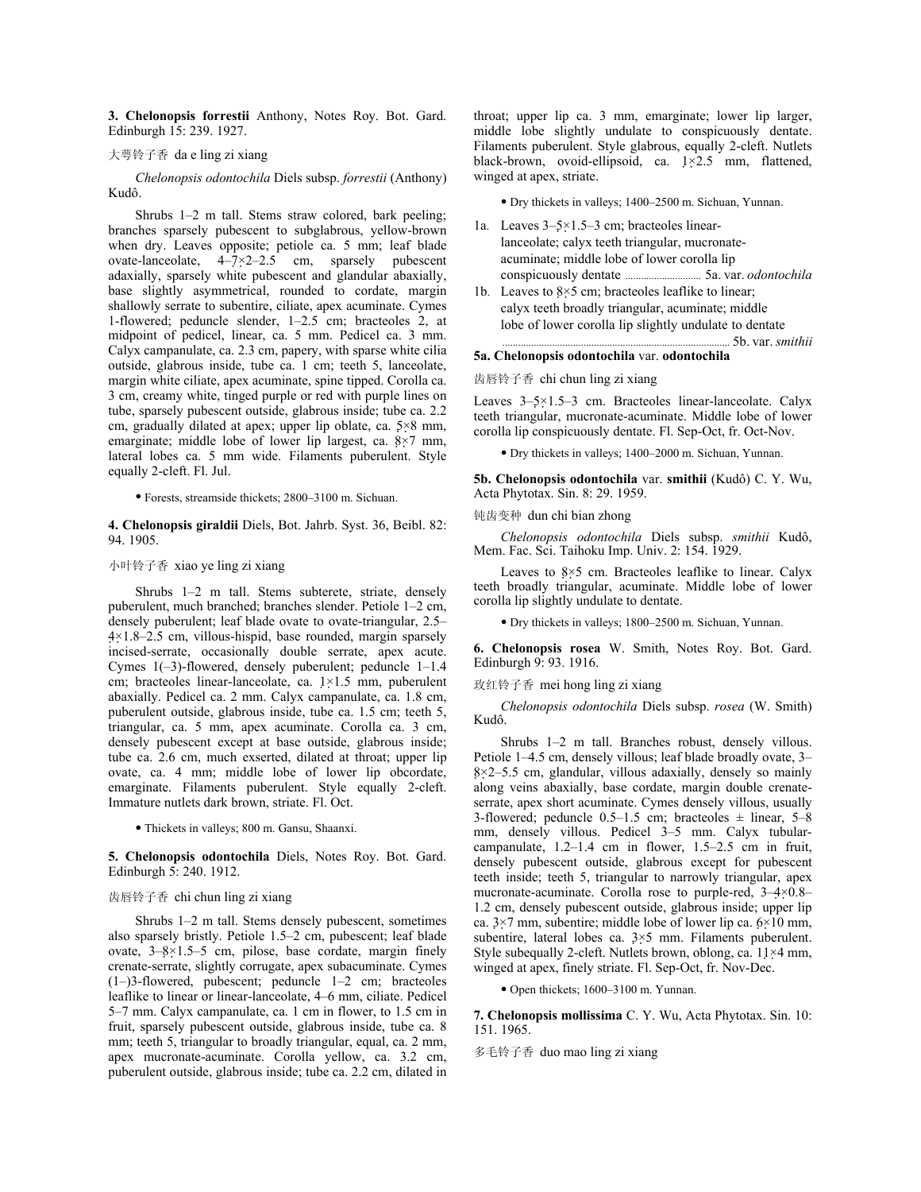**3. Chelonopsis forrestii** Anthony, Notes Roy. Bot. Gard. Edinburgh 15: 239. 1927.

大萼铃子香 da e ling zi xiang

*Chelonopsis odontochila* Diels subsp. *forrestii* (Anthony) Kudô.

Shrubs 1–2 m tall. Stems straw colored, bark peeling; branches sparsely pubescent to subglabrous, yellow-brown when dry. Leaves opposite; petiole ca. 5 mm; leaf blade ovate-lanceolate, 4–7 × 2–2.5 cm, sparsely pubescent adaxially, sparsely white pubescent and glandular abaxially, base slightly asymmetrical, rounded to cordate, margin shallowly serrate to subentire, ciliate, apex acuminate. Cymes 1-flowered; peduncle slender, 1–2.5 cm; bracteoles 2, at midpoint of pedicel, linear, ca. 5 mm. Pedicel ca. 3 mm. Calyx campanulate, ca. 2.3 cm, papery, with sparse white cilia outside, glabrous inside, tube ca. 1 cm; teeth 5, lanceolate, margin white ciliate, apex acuminate, spine tipped. Corolla ca. 3 cm, creamy white, tinged purple or red with purple lines on tube, sparsely pubescent outside, glabrous inside; tube ca. 2.2 cm, gradually dilated at apex; upper lip oblate, ca. 5 × 8 mm, emarginate; middle lobe of lower lip largest, ca. 8 × 7 mm, lateral lobes ca. 5 mm wide. Filaments puberulent. Style equally 2-cleft. Fl. Jul.

- Forests, streamside thickets; 2800–3100 m. Sichuan.

**4. Chelonopsis giraldii** Diels, Bot. Jahrb. Syst. 36, Beibl. 82: 94. 1905.

小叶铃子香 xiao ye ling zi xiang

Shrubs 1–2 m tall. Stems subterete, striate, densely puberulent, much branched; branches slender. Petiole 1–2 cm, densely puberulent; leaf blade ovate to ovate-triangular, 2.5–4 × 1.8–2.5 cm, villous-hispid, base rounded, margin sparsely incised-serrate, occasionally double serrate, apex acute. Cymes 1(–3)-flowered, densely puberulent; peduncle 1–1.4 cm; bracteoles linear-lanceolate, ca. 1 × 1.5 mm, puberulent abaxially. Pedicel ca. 2 mm. Calyx campanulate, ca. 1.8 cm, puberulent outside, glabrous inside, tube ca. 1.5 cm; teeth 5, triangular, ca. 5 mm, apex acuminate. Corolla ca. 3 cm, densely pubescent except at base outside, glabrous inside; tube ca. 2.6 cm, much exserted, dilated at throat; upper lip ovate, ca. 4 mm; middle lobe of lower lip obcordate, emarginate. Filaments puberulent. Style equally 2-cleft. Immature nutlets dark brown, striate. Fl. Oct.

- Thickets in valleys; 800 m. Gansu, Shaanxi.

**5. Chelonopsis odontochila** Diels, Notes Roy. Bot. Gard. Edinburgh 5: 240. 1912.

齿唇铃子香 chi chun ling zi xiang

Shrubs 1–2 m tall. Stems densely pubescent, sometimes also sparsely bristly. Petiole 1.5–2 cm, pubescent; leaf blade ovate, 3–8 × 1.5–5 cm, pilose, base cordate, margin finely crenate-serrate, slightly corrugate, apex subacuminate. Cymes (1–)3-flowered, pubescent; peduncle 1–2 cm; bracteoles leaflike to linear or linear-lanceolate, 4–6 mm, ciliate. Pedicel 5–7 mm. Calyx campanulate, ca. 1 cm in flower, to 1.5 cm in fruit, sparsely pubescent outside, glabrous inside, tube ca. 8 mm; teeth 5, triangular to broadly triangular, equal, ca. 2 mm, apex mucronate-acuminate. Corolla yellow, ca. 3.2 cm, puberulent outside, glabrous inside; tube ca. 2.2 cm, dilated in throat; upper lip ca. 3 mm, emarginate; lower lip larger, middle lobe slightly undulate to conspicuously dentate. Filaments puberulent. Style glabrous, equally 2-cleft. Nutlets black-brown, ovoid-ellipsoid, ca. 1 × 2.5 mm, flattened, winged at apex, striate.

- Dry thickets in valleys; 1400–2500 m. Sichuan, Yunnan.

1a. Leaves 3–5 × 1.5–3 cm; bracteoles linear-lanceolate; calyx teeth triangular, mucronate-acuminate; middle lobe of lower corolla lip conspicuously dentate ..................... 5a. var. *odontochila*
1b. Leaves to 8 × 5 cm; bracteoles leaflike to linear; calyx teeth broadly triangular, acuminate; middle lobe of lower corolla lip slightly undulate to dentate ..................... 5b. var. *smithii*

**5a. Chelonopsis odontochila** var. **odontochila**

齿唇铃子香 chi chun ling zi xiang

Leaves 3–5 × 1.5–3 cm. Bracteoles linear-lanceolate. Calyx teeth triangular, mucronate-acuminate. Middle lobe of lower corolla lip conspicuously dentate. Fl. Sep–Oct, fr. Oct–Nov.

- Dry thickets in valleys; 1400–2000 m. Sichuan, Yunnan.

**5b. Chelonopsis odontochila** var. **smithii** (Kudô) C. Y. Wu, Acta Phytotax. Sin. 8: 29. 1959.

钝齿变种 dun chi bian zhong

*Chelonopsis odontochila* Diels subsp. *smithii* Kudô, Mem. Fac. Sci. Taihoku Imp. Univ. 2: 154. 1929.

Leaves to 8 × 5 cm. Bracteoles leaflike to linear. Calyx teeth broadly triangular, acuminate. Middle lobe of lower corolla lip slightly undulate to dentate.

- Dry thickets in valleys; 1800–2500 m. Sichuan, Yunnan.

**6. Chelonopsis rosea** W. Smith, Notes Roy. Bot. Gard. Edinburgh 9: 93. 1916.

玫红铃子香 mei hong ling zi xiang

*Chelonopsis odontochila* Diels subsp. *rosea* (W. Smith) Kudô.

Shrubs 1–2 m tall. Branches robust, densely villous. Petiole 1–4.5 cm, densely villous; leaf blade broadly ovate, 3–8 × 2–5.5 cm, glandular, villous adaxially, densely so mainly along veins abaxially, base cordate, margin double crenate-serrate, apex short acuminate. Cymes densely villous, usually 3-flowered; peduncle 0.5–1.5 cm; bracteoles ± linear, 5–8 mm, densely villous. Pedicel 3–5 mm. Calyx tubular-campanulate, 1.2–1.4 cm in flower, 1.5–2.5 cm in fruit, densely pubescent outside, glabrous except for pubescent teeth inside; teeth 5, triangular to narrowly triangular, apex mucronate-acuminate. Corolla rose to purple-red, 3–4 × 0.8–1.2 cm, densely pubescent outside, glabrous inside; upper lip ca. 3 × 7 mm, subentire; middle lobe of lower lip ca. 6 × 10 mm, subentire, lateral lobes ca. 3 × 5 mm. Filaments puberulent. Style subequally 2-cleft. Nutlets brown, oblong, ca. 11 × 4 mm, winged at apex, finely striate. Fl. Sep–Oct, fr. Nov–Dec.

- Open thickets; 1600–3100 m. Yunnan.

**7. Chelonopsis mollissima** C. Y. Wu, Acta Phytotax. Sin. 10: 151. 1965.

多毛铃子香 duo mao ling zi xiang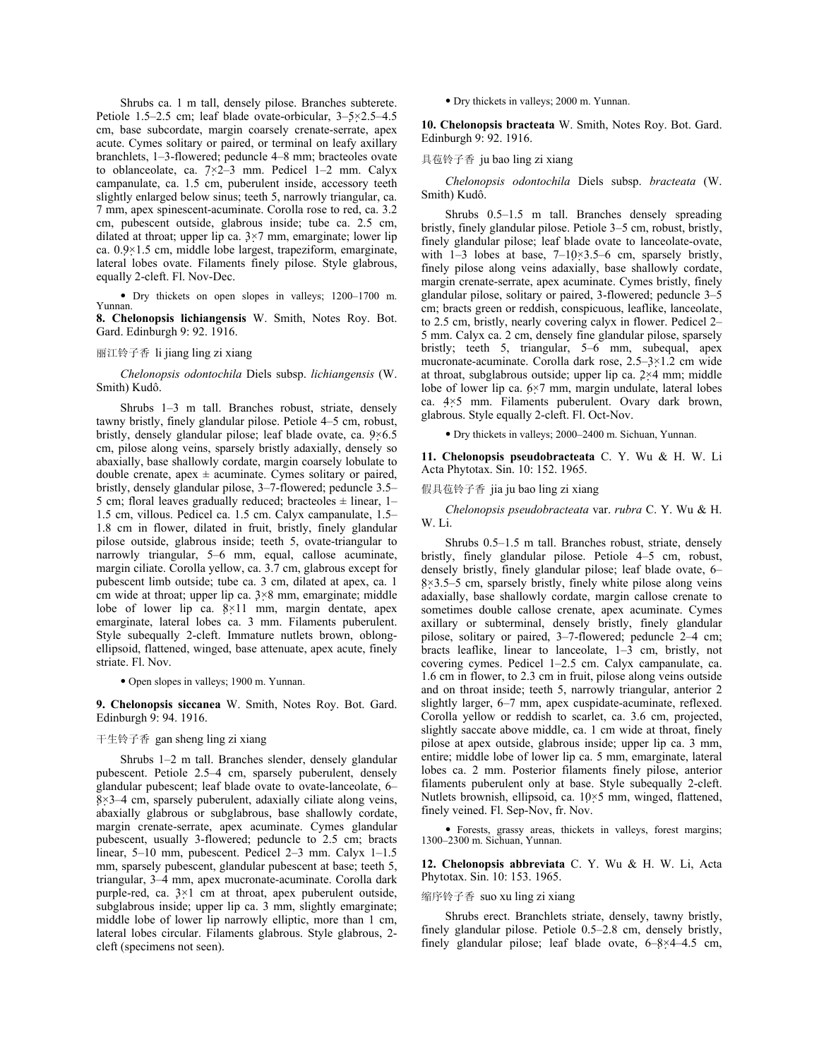Shrubs ca. 1 m tall, densely pilose. Branches subterete. Petiole 1.5–2.5 cm; leaf blade ovate-orbicular, 3–5 × 2.5–4.5 cm, base subcordate, margin coarsely crenate-serrate, apex acute. Cymes solitary or paired, or terminal on leafy axillary branchlets, 1–3-flowered; peduncle 4–8 mm; bracteoles ovate to oblanceolate, ca. 7 × 2–3 mm. Pedicel 1–2 mm. Calyx campanulate, ca. 1.5 cm, puberulent inside, accessory teeth slightly enlarged below sinus; teeth 5, narrowly triangular, ca. 7 mm, apex spinescent-acuminate. Corolla rose to red, ca. 3.2 cm, pubescent outside, glabrous inside; tube ca. 2.5 cm, dilated at throat; upper lip ca. 3 × 7 mm, emarginate; lower lip ca. 0.9 × 1.5 cm, middle lobe largest, trapeziform, emarginate, lateral lobes ovate. Filaments finely pilose. Style glabrous, equally 2-cleft. Fl. Nov-Dec.

- Dry thickets on open slopes in valleys; 1200–1700 m. Yunnan.

**8. Chelonopsis lichiangensis** W. Smith, Notes Roy. Bot. Gard. Edinburgh 9: 92. 1916.

丽江铃子香 li jiang ling zi xiang

*Chelonopsis odontochila* Diels subsp. *lichiangensis* (W. Smith) Kudô.

Shrubs 1–3 m tall. Branches robust, striate, densely tawny bristly, finely glandular pilose. Petiole 4–5 cm, robust, bristly, densely glandular pilose; leaf blade ovate, ca. 9 × 6.5 cm, pilose along veins, sparsely bristly adaxially, densely so abaxially, base shallowly cordate, margin coarsely lobulate to double crenate, apex ± acuminate. Cymes solitary or paired, bristly, densely glandular pilose, 3–7-flowered; peduncle 3.5–5 cm; floral leaves gradually reduced; bracteoles ± linear, 1–1.5 cm, villous. Pedicel ca. 1.5 cm. Calyx campanulate, 1.5–1.8 cm in flower, dilated in fruit, bristly, finely glandular pilose outside, glabrous inside; teeth 5, ovate-triangular to narrowly triangular, 5–6 mm, equal, callose acuminate, margin ciliate. Corolla yellow, ca. 3.7 cm, glabrous except for pubescent limb outside; tube ca. 3 cm, dilated at apex, ca. 1 cm wide at throat; upper lip ca. 3 × 8 mm, emarginate; middle lobe of lower lip ca. 8 × 11 mm, margin dentate, apex emarginate, lateral lobes ca. 3 mm. Filaments puberulent. Style subequally 2-cleft. Immature nutlets brown, oblong-ellipsoid, flattened, winged, base attenuate, apex acute, finely striate. Fl. Nov.

- Open slopes in valleys; 1900 m. Yunnan.

**9. Chelonopsis siccanea** W. Smith, Notes Roy. Bot. Gard. Edinburgh 9: 94. 1916.

干生铃子香 gan sheng ling zi xiang

Shrubs 1–2 m tall. Branches slender, densely glandular pubescent. Petiole 2.5–4 cm, sparsely puberulent, densely glandular pubescent; leaf blade ovate to ovate-lanceolate, 6–8 × 3–4 cm, sparsely puberulent, adaxially ciliate along veins, abaxially glabrous or subglabrous, base shallowly cordate, margin crenate-serrate, apex acuminate. Cymes glandular pubescent, usually 3-flowered; peduncle to 2.5 cm; bracts linear, 5–10 mm, pubescent. Pedicel 2–3 mm. Calyx 1–1.5 mm, sparsely pubescent, glandular pubescent at base; teeth 5, triangular, 3–4 mm, apex mucronate-acuminate. Corolla dark purple-red, ca. 3 × 1 cm at throat, apex puberulent outside, subglabrous inside; upper lip ca. 3 mm, slightly emarginate; middle lobe of lower lip narrowly elliptic, more than 1 cm, lateral lobes circular. Filaments glabrous. Style glabrous, 2-cleft (specimens not seen).

- Dry thickets in valleys; 2000 m. Yunnan.

**10. Chelonopsis bracteata** W. Smith, Notes Roy. Bot. Gard. Edinburgh 9: 92. 1916.

具苞铃子香 ju bao ling zi xiang

*Chelonopsis odontochila* Diels subsp. *bracteata* (W. Smith) Kudô.

Shrubs 0.5–1.5 m tall. Branches densely spreading bristly, finely glandular pilose. Petiole 3–5 cm, robust, bristly, finely glandular pilose; leaf blade ovate to lanceolate-ovate, with 1–3 lobes at base, 7–10 × 3.5–6 cm, sparsely bristly, finely pilose along veins adaxially, base shallowly cordate, margin crenate-serrate, apex acuminate. Cymes bristly, finely glandular pilose, solitary or paired, 3-flowered; peduncle 3–5 cm; bracts green or reddish, conspicuous, leaflike, lanceolate, to 2.5 cm, bristly, nearly covering calyx in flower. Pedicel 2–5 mm. Calyx ca. 2 cm, densely fine glandular pilose, sparsely bristly; teeth 5, triangular, 5–6 mm, subequal, apex mucronate-acuminate. Corolla dark rose, 2.5–3 × 1.2 cm wide at throat, subglabrous outside; upper lip ca. 2 × 4 mm; middle lobe of lower lip ca. 6 × 7 mm, margin undulate, lateral lobes ca. 4 × 5 mm. Filaments puberulent. Ovary dark brown, glabrous. Style equally 2-cleft. Fl. Oct-Nov.

- Dry thickets in valleys; 2000–2400 m. Sichuan, Yunnan.

**11. Chelonopsis pseudobracteata** C. Y. Wu & H. W. Li Acta Phytotax. Sin. 10: 152. 1965.

假具苞铃子香 jia ju bao ling zi xiang

*Chelonopsis pseudobracteata* var. *rubra* C. Y. Wu & H. W. Li.

Shrubs 0.5–1.5 m tall. Branches robust, striate, densely bristly, finely glandular pilose. Petiole 4–5 cm, robust, densely bristly, finely glandular pilose; leaf blade ovate, 6–8 × 3.5–5 cm, sparsely bristly, finely white pilose along veins adaxially, base shallowly cordate, margin callose crenate to sometimes double callose crenate, apex acuminate. Cymes axillary or subterminal, densely bristly, finely glandular pilose, solitary or paired, 3–7-flowered; peduncle 2–4 cm; bracts leaflike, linear to lanceolate, 1–3 cm, bristly, not covering cymes. Pedicel 1–2.5 cm. Calyx campanulate, ca. 1.6 cm in flower, to 2.3 cm in fruit, pilose along veins outside and on throat inside; teeth 5, narrowly triangular, anterior 2 slightly larger, 6–7 mm, apex cuspidate-acuminate, reflexed. Corolla yellow or reddish to scarlet, ca. 3.6 cm, projected, slightly saccate above middle, ca. 1 cm wide at throat, finely pilose at apex outside, glabrous inside; upper lip ca. 3 mm, entire; middle lobe of lower lip ca. 5 mm, emarginate, lateral lobes ca. 2 mm. Posterior filaments finely pilose, anterior filaments puberulent only at base. Style subequally 2-cleft. Nutlets brownish, ellipsoid, ca. 10 × 5 mm, winged, flattened, finely veined. Fl. Sep-Nov, fr. Nov.

- Forests, grassy areas, thickets in valleys, forest margins; 1300–2300 m. Sichuan, Yunnan.

**12. Chelonopsis abbreviata** C. Y. Wu & H. W. Li, Acta Phytotax. Sin. 10: 153. 1965.

缩序铃子香 suo xu ling zi xiang

Shrubs erect. Branchlets striate, densely, tawny bristly, finely glandular pilose. Petiole 0.5–2.8 cm, densely bristly, finely glandular pilose; leaf blade ovate, 6–8 × 4–4.5 cm,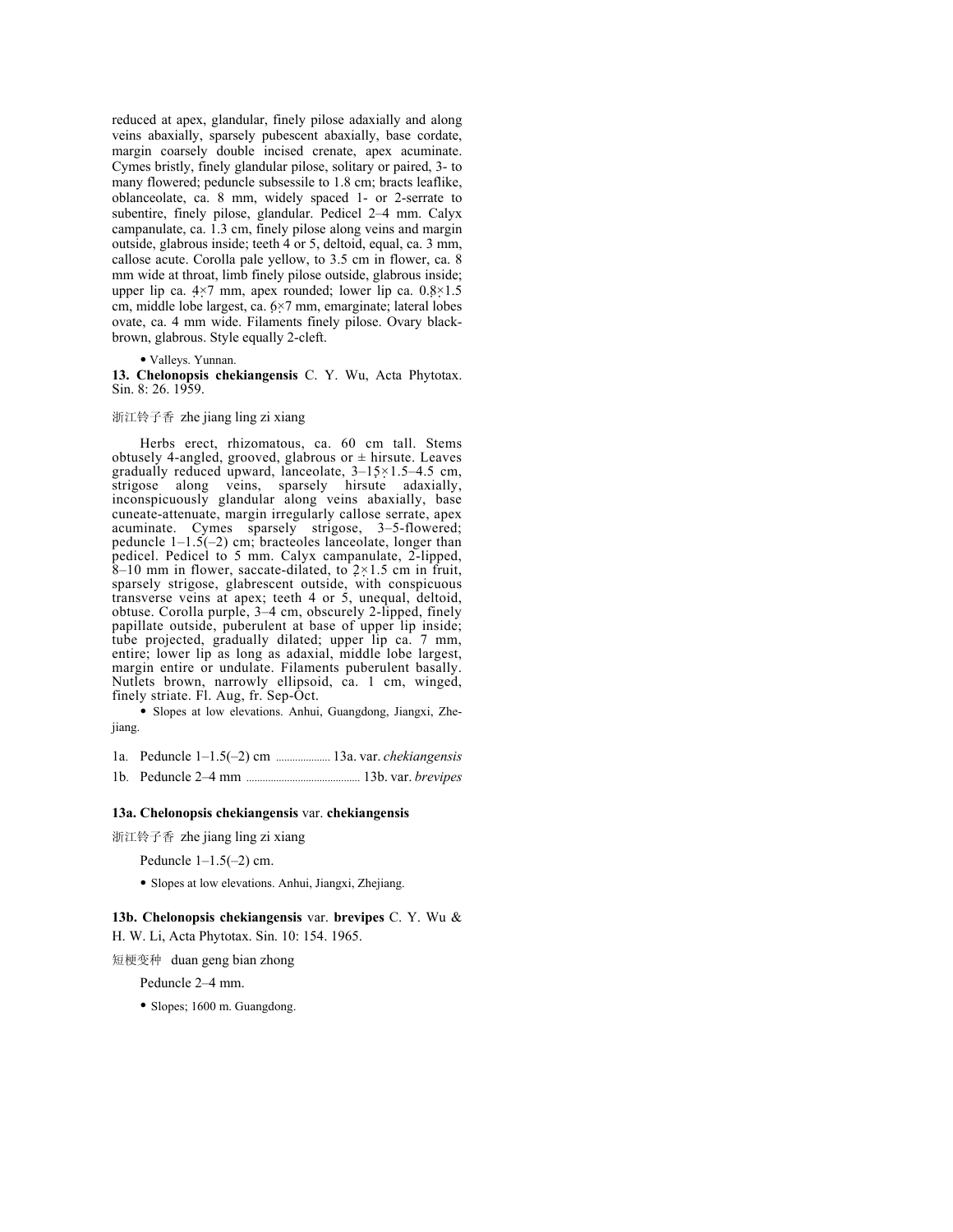reduced at apex, glandular, finely pilose adaxially and along veins abaxially, sparsely pubescent abaxially, base cordate, margin coarsely double incised crenate, apex acuminate. Cymes bristly, finely glandular pilose, solitary or paired, 3- to many flowered; peduncle subsessile to 1.8 cm; bracts leaflike, oblanceolate, ca. 8 mm, widely spaced 1- or 2-serrate to subentire, finely pilose, glandular. Pedicel 2–4 mm. Calyx campanulate, ca. 1.3 cm, finely pilose along veins and margin outside, glabrous inside; teeth 4 or 5, deltoid, equal, ca. 3 mm, callose acute. Corolla pale yellow, to 3.5 cm in flower, ca. 8 mm wide at throat, limb finely pilose outside, glabrous inside; upper lip ca. 4×7 mm, apex rounded; lower lip ca. 0.8×1.5 cm, middle lobe largest, ca. 6×7 mm, emarginate; lateral lobes ovate, ca. 4 mm wide. Filaments finely pilose. Ovary black-brown, glabrous. Style equally 2-cleft.

• Valleys. Yunnan.

**13. Chelonopsis chekiangensis** C. Y. Wu, Acta Phytotax. Sin. 8: 26. 1959.

浙江铃子香 zhe jiang ling zi xiang

Herbs erect, rhizomatous, ca. 60 cm tall. Stems obtusely 4-angled, grooved, glabrous or ± hirsute. Leaves gradually reduced upward, lanceolate, 3–15×1.5–4.5 cm, strigose along veins, sparsely hirsute adaxially, inconspicuously glandular along veins abaxially, base cuneate-attenuate, margin irregularly callose serrate, apex acuminate. Cymes sparsely strigose, 3–5-flowered; peduncle 1–1.5(–2) cm; bracteoles lanceolate, longer than pedicel. Pedicel to 5 mm. Calyx campanulate, 2-lipped, 8–10 mm in flower, saccate-dilated, to 2×1.5 cm in fruit, sparsely strigose, glabrescent outside, with conspicuous transverse veins at apex; teeth 4 or 5, unequal, deltoid, obtuse. Corolla purple, 3–4 cm, obscurely 2-lipped, finely papillate outside, puberulent at base of upper lip inside; tube projected, gradually dilated; upper lip ca. 7 mm, entire; lower lip as long as adaxial, middle lobe largest, margin entire or undulate. Filaments puberulent basally. Nutlets brown, narrowly ellipsoid, ca. 1 cm, winged, finely striate. Fl. Aug, fr. Sep–Oct.

• Slopes at low elevations. Anhui, Guangdong, Jiangxi, Zhejiang.

1a. Peduncle 1–1.5(–2) cm .................... 13a. var. *chekiangensis*
1b. Peduncle 2–4 mm .......................................... 13b. var. *brevipes*

**13a. Chelonopsis chekiangensis** var. **chekiangensis**

浙江铃子香 zhe jiang ling zi xiang

Peduncle 1–1.5(–2) cm.

• Slopes at low elevations. Anhui, Jiangxi, Zhejiang.

**13b. Chelonopsis chekiangensis** var. **brevipes** C. Y. Wu & H. W. Li, Acta Phytotax. Sin. 10: 154. 1965.

短梗变种 duan geng bian zhong

Peduncle 2–4 mm.

• Slopes; 1600 m. Guangdong.